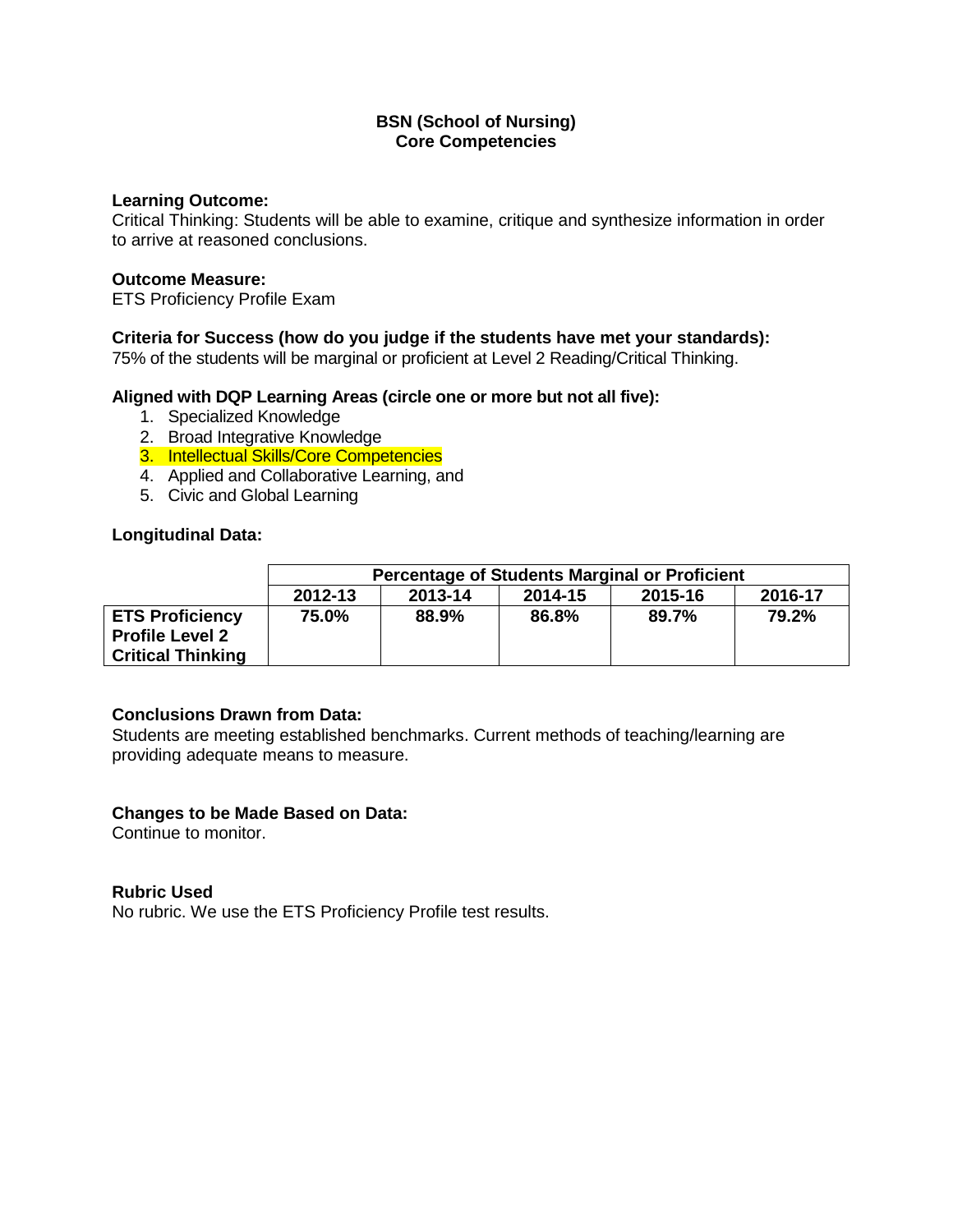# BSN (School of Nursing)
## Core Competencies

**Learning Outcome:**
Critical Thinking: Students will be able to examine, critique and synthesize information in order to arrive at reasoned conclusions.

**Outcome Measure:**
ETS Proficiency Profile Exam

**Criteria for Success (how do you judge if the students have met your standards):**
75% of the students will be marginal or proficient at Level 2 Reading/Critical Thinking.

**Aligned with DQP Learning Areas (circle one or more but not all five):**

1. Specialized Knowledge
2. Broad Integrative Knowledge
3. Intellectual Skills/Core Competencies
4. Applied and Collaborative Learning, and
5. Civic and Global Learning

**Longitudinal Data:**

| | Percentage of Students Marginal or Proficient | | | | |
|---|---|---|---|---|---|
| | **2012-13** | **2013-14** | **2014-15** | **2015-16** | **2016-17** |
| **ETS Proficiency Profile Level 2 Critical Thinking** | **75.0%** | **88.9%** | **86.8%** | **89.7%** | **79.2%** |

**Conclusions Drawn from Data:**
Students are meeting established benchmarks. Current methods of teaching/learning are providing adequate means to measure.

**Changes to be Made Based on Data:**
Continue to monitor.

**Rubric Used**
No rubric. We use the ETS Proficiency Profile test results.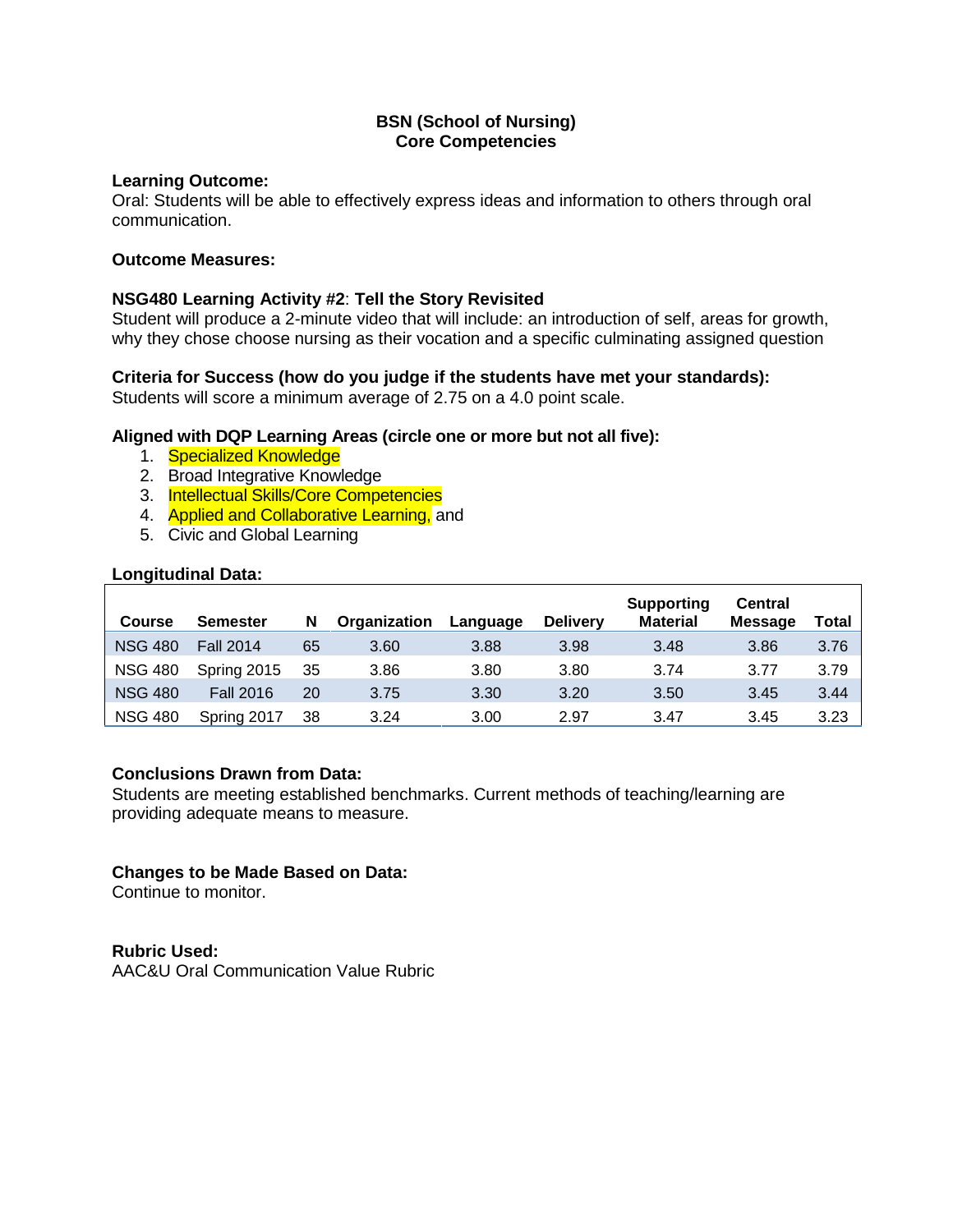# BSN (School of Nursing)
## Core Competencies

**Learning Outcome:**
Oral: Students will be able to effectively express ideas and information to others through oral communication.

**Outcome Measures:**

**NSG480 Learning Activity #2**: **Tell the Story Revisited**
Student will produce a 2-minute video that will include: an introduction of self, areas for growth, why they chose choose nursing as their vocation and a specific culminating assigned question

**Criteria for Success (how do you judge if the students have met your standards):**
Students will score a minimum average of 2.75 on a 4.0 point scale.

**Aligned with DQP Learning Areas (circle one or more but not all five):**
1. Specialized Knowledge
2. Broad Integrative Knowledge
3. Intellectual Skills/Core Competencies
4. Applied and Collaborative Learning, and
5. Civic and Global Learning

**Longitudinal Data:**

| Course | Semester | N | Organization | Language | Delivery | Supporting Material | Central Message | Total |
|---|---|---|---|---|---|---|---|---|
| NSG 480 | Fall 2014 | 65 | 3.60 | 3.88 | 3.98 | 3.48 | 3.86 | 3.76 |
| NSG 480 | Spring 2015 | 35 | 3.86 | 3.80 | 3.80 | 3.74 | 3.77 | 3.79 |
| NSG 480 | Fall 2016 | 20 | 3.75 | 3.30 | 3.20 | 3.50 | 3.45 | 3.44 |
| NSG 480 | Spring 2017 | 38 | 3.24 | 3.00 | 2.97 | 3.47 | 3.45 | 3.23 |

**Conclusions Drawn from Data:**
Students are meeting established benchmarks. Current methods of teaching/learning are providing adequate means to measure.

**Changes to be Made Based on Data:**
Continue to monitor.

**Rubric Used:**
AAC&U Oral Communication Value Rubric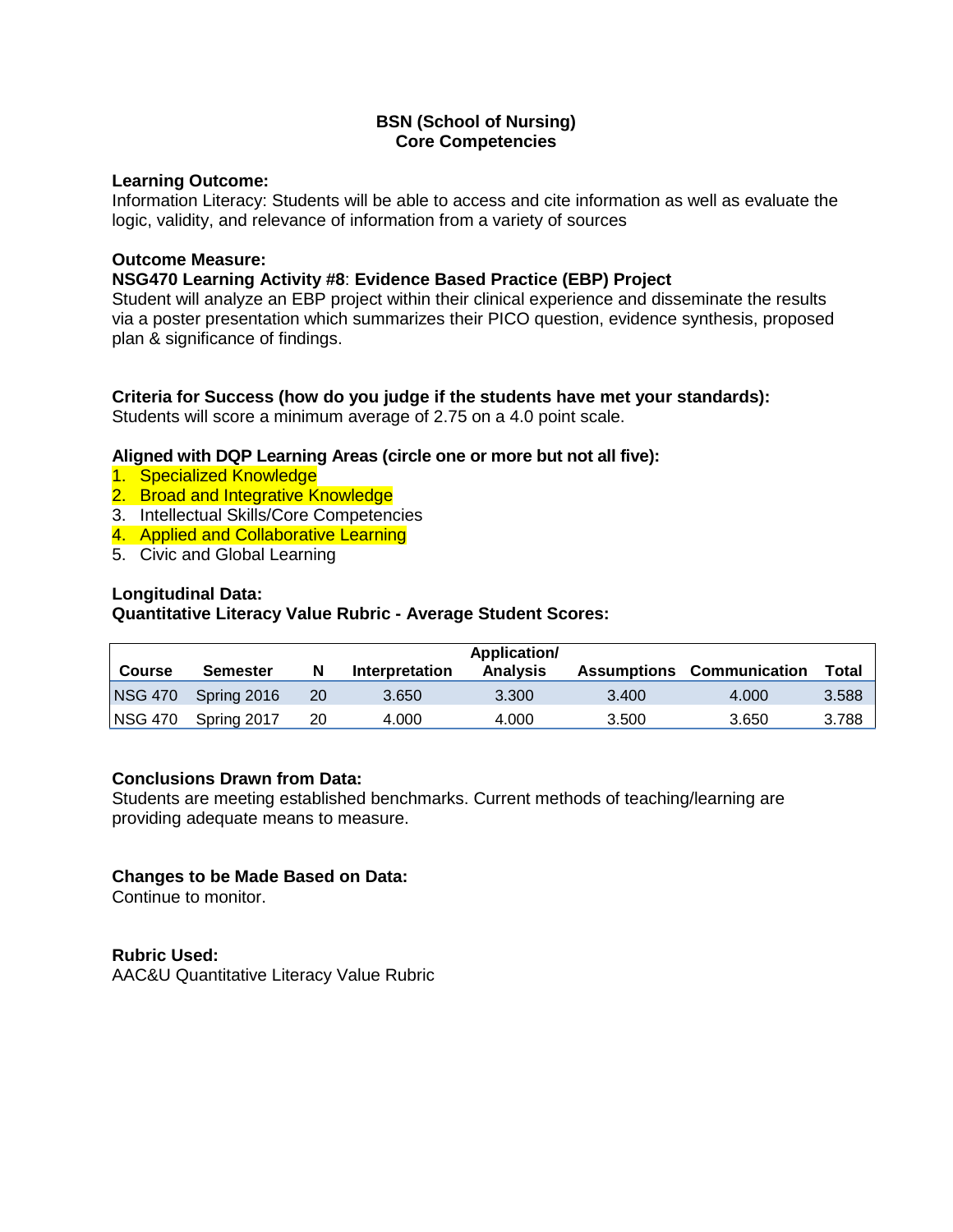**BSN (School of Nursing)**
**Core Competencies**

**Learning Outcome:**
Information Literacy: Students will be able to access and cite information as well as evaluate the logic, validity, and relevance of information from a variety of sources

**Outcome Measure:**
**NSG470 Learning Activity #8**: **Evidence Based Practice (EBP) Project**
Student will analyze an EBP project within their clinical experience and disseminate the results via a poster presentation which summarizes their PICO question, evidence synthesis, proposed plan & significance of findings.

**Criteria for Success (how do you judge if the students have met your standards):**
Students will score a minimum average of 2.75 on a 4.0 point scale.

**Aligned with DQP Learning Areas (circle one or more but not all five):**

1. Specialized Knowledge
2. Broad and Integrative Knowledge
3. Intellectual Skills/Core Competencies
4. Applied and Collaborative Learning
5. Civic and Global Learning

**Longitudinal Data:**
**Quantitative Literacy Value Rubric - Average Student Scores:**

| Course | Semester | N | Interpretation | Application/ Analysis | Assumptions | Communication | Total |
|---|---|---|---|---|---|---|---|
| NSG 470 | Spring 2016 | 20 | 3.650 | 3.300 | 3.400 | 4.000 | 3.588 |
| NSG 470 | Spring 2017 | 20 | 4.000 | 4.000 | 3.500 | 3.650 | 3.788 |

**Conclusions Drawn from Data:**
Students are meeting established benchmarks. Current methods of teaching/learning are providing adequate means to measure.

**Changes to be Made Based on Data:**
Continue to monitor.

**Rubric Used:**
AAC&U Quantitative Literacy Value Rubric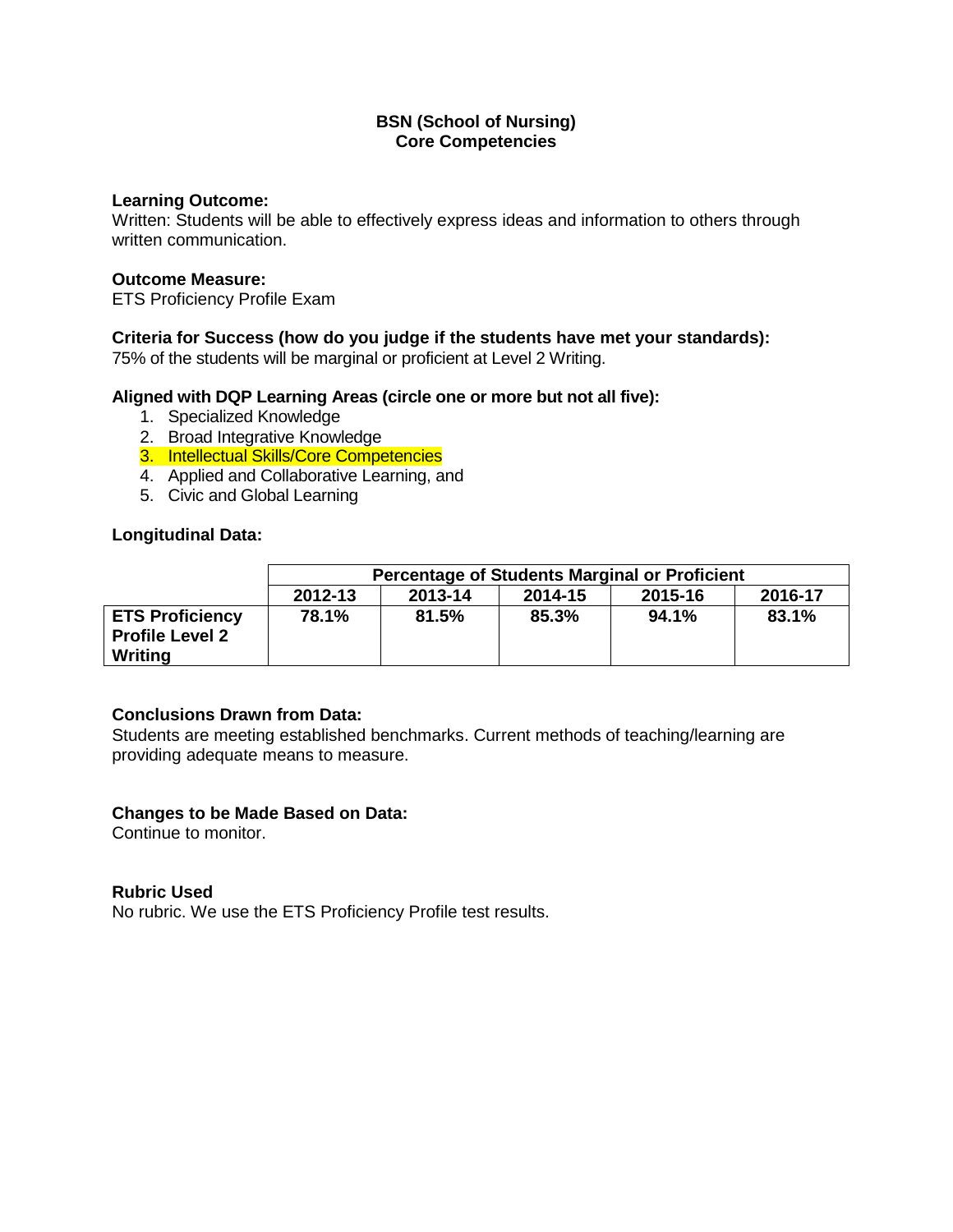**BSN (School of Nursing)**
**Core Competencies**

**Learning Outcome:**
Written: Students will be able to effectively express ideas and information to others through written communication.

**Outcome Measure:**
ETS Proficiency Profile Exam

**Criteria for Success (how do you judge if the students have met your standards):**
75% of the students will be marginal or proficient at Level 2 Writing.

**Aligned with DQP Learning Areas (circle one or more but not all five):**

1. Specialized Knowledge
2. Broad Integrative Knowledge
3. Intellectual Skills/Core Competencies
4. Applied and Collaborative Learning, and
5. Civic and Global Learning

**Longitudinal Data:**

| | Percentage of Students Marginal or Proficient | | | | |
|---|---|---|---|---|---|
| | **2012-13** | **2013-14** | **2014-15** | **2015-16** | **2016-17** |
| **ETS Proficiency Profile Level 2 Writing** | **78.1%** | **81.5%** | **85.3%** | **94.1%** | **83.1%** |

**Conclusions Drawn from Data:**
Students are meeting established benchmarks. Current methods of teaching/learning are providing adequate means to measure.

**Changes to be Made Based on Data:**
Continue to monitor.

**Rubric Used**
No rubric. We use the ETS Proficiency Profile test results.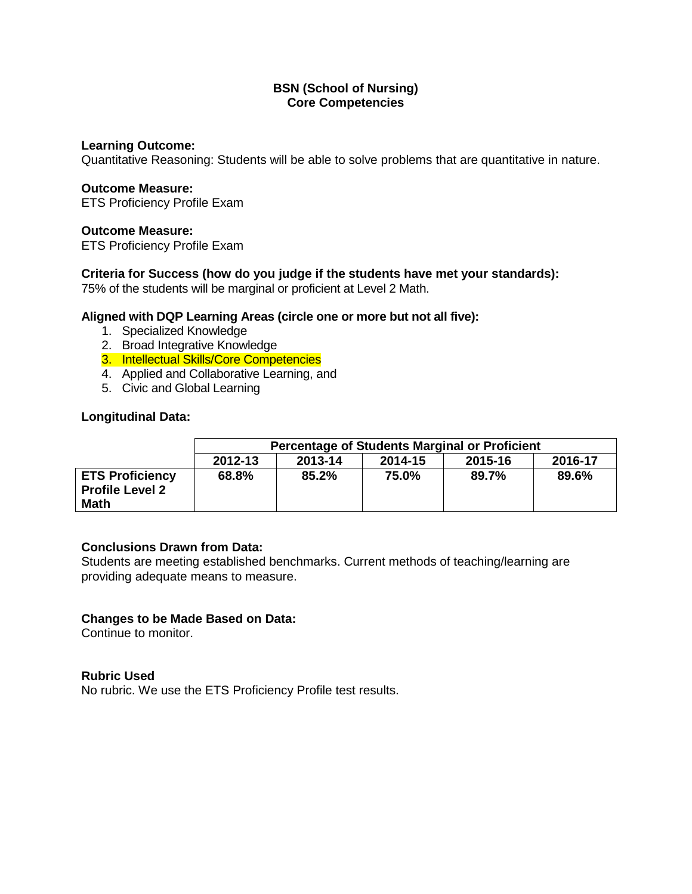**BSN (School of Nursing)**
**Core Competencies**

**Learning Outcome:**
Quantitative Reasoning: Students will be able to solve problems that are quantitative in nature.

**Outcome Measure:**
ETS Proficiency Profile Exam

**Outcome Measure:**
ETS Proficiency Profile Exam

**Criteria for Success (how do you judge if the students have met your standards):**
75% of the students will be marginal or proficient at Level 2 Math.

**Aligned with DQP Learning Areas (circle one or more but not all five):**

1. Specialized Knowledge
2. Broad Integrative Knowledge
3. Intellectual Skills/Core Competencies
4. Applied and Collaborative Learning, and
5. Civic and Global Learning

**Longitudinal Data:**

| | Percentage of Students Marginal or Proficient | | | | |
|---|---|---|---|---|---|
| | 2012-13 | 2013-14 | 2014-15 | 2015-16 | 2016-17 |
| **ETS Proficiency Profile Level 2 Math** | **68.8%** | **85.2%** | **75.0%** | **89.7%** | **89.6%** |

**Conclusions Drawn from Data:**
Students are meeting established benchmarks. Current methods of teaching/learning are providing adequate means to measure.

**Changes to be Made Based on Data:**
Continue to monitor.

**Rubric Used**
No rubric. We use the ETS Proficiency Profile test results.